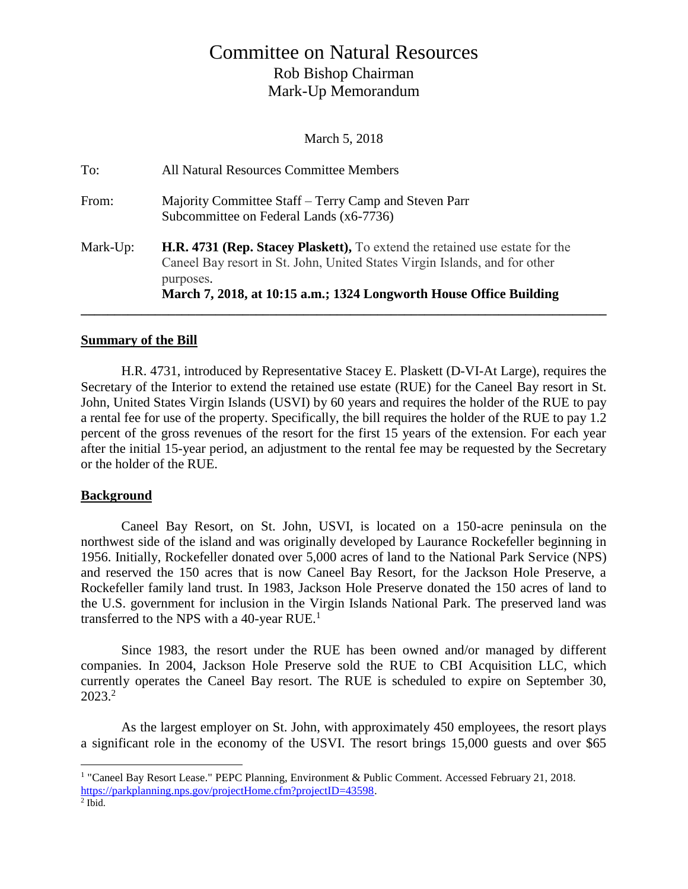# Committee on Natural Resources

Rob Bishop Chairman

Mark-Up Memorandum

March 5, 2018

To: All Natural Resources Committee Members

From: Majority Committee Staff – Terry Camp and Steven Parr
Subcommittee on Federal Lands (x6-7736)

Mark-Up: **H.R. 4731 (Rep. Stacey Plaskett),** To extend the retained use estate for the Caneel Bay resort in St. John, United States Virgin Islands, and for other purposes.
**March 7, 2018, at 10:15 a.m.; 1324 Longworth House Office Building**

---

## Summary of the Bill

H.R. 4731, introduced by Representative Stacey E. Plaskett (D-VI-At Large), requires the Secretary of the Interior to extend the retained use estate (RUE) for the Caneel Bay resort in St. John, United States Virgin Islands (USVI) by 60 years and requires the holder of the RUE to pay a rental fee for use of the property. Specifically, the bill requires the holder of the RUE to pay 1.2 percent of the gross revenues of the resort for the first 15 years of the extension. For each year after the initial 15-year period, an adjustment to the rental fee may be requested by the Secretary or the holder of the RUE.

## Background

Caneel Bay Resort, on St. John, USVI, is located on a 150-acre peninsula on the northwest side of the island and was originally developed by Laurance Rockefeller beginning in 1956. Initially, Rockefeller donated over 5,000 acres of land to the National Park Service (NPS) and reserved the 150 acres that is now Caneel Bay Resort, for the Jackson Hole Preserve, a Rockefeller family land trust. In 1983, Jackson Hole Preserve donated the 150 acres of land to the U.S. government for inclusion in the Virgin Islands National Park. The preserved land was transferred to the NPS with a 40-year RUE.[1]

Since 1983, the resort under the RUE has been owned and/or managed by different companies. In 2004, Jackson Hole Preserve sold the RUE to CBI Acquisition LLC, which currently operates the Caneel Bay resort. The RUE is scheduled to expire on September 30, 2023.[2]

As the largest employer on St. John, with approximately 450 employees, the resort plays a significant role in the economy of the USVI. The resort brings 15,000 guests and over $65

---

[1] "Caneel Bay Resort Lease." PEPC Planning, Environment & Public Comment. Accessed February 21, 2018. https://parkplanning.nps.gov/projectHome.cfm?projectID=43598.

[2] Ibid.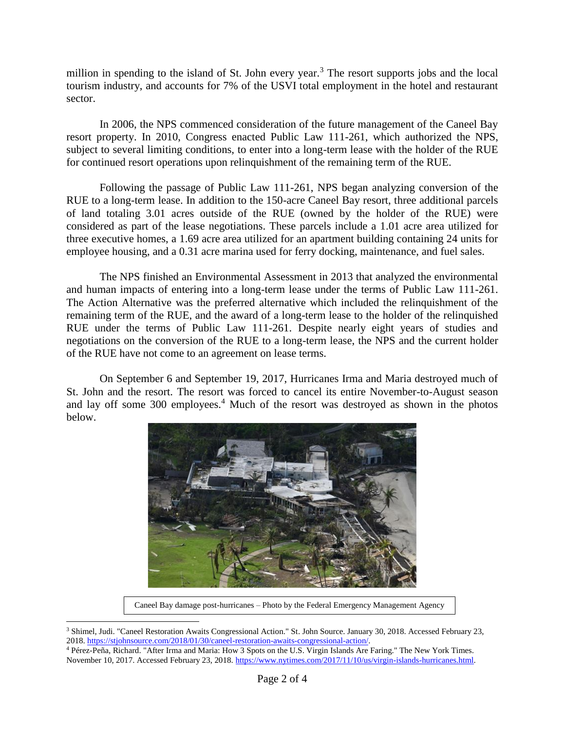million in spending to the island of St. John every year.[3] The resort supports jobs and the local tourism industry, and accounts for 7% of the USVI total employment in the hotel and restaurant sector.

In 2006, the NPS commenced consideration of the future management of the Caneel Bay resort property. In 2010, Congress enacted Public Law 111-261, which authorized the NPS, subject to several limiting conditions, to enter into a long-term lease with the holder of the RUE for continued resort operations upon relinquishment of the remaining term of the RUE.

Following the passage of Public Law 111-261, NPS began analyzing conversion of the RUE to a long-term lease. In addition to the 150-acre Caneel Bay resort, three additional parcels of land totaling 3.01 acres outside of the RUE (owned by the holder of the RUE) were considered as part of the lease negotiations. These parcels include a 1.01 acre area utilized for three executive homes, a 1.69 acre area utilized for an apartment building containing 24 units for employee housing, and a 0.31 acre marina used for ferry docking, maintenance, and fuel sales.

The NPS finished an Environmental Assessment in 2013 that analyzed the environmental and human impacts of entering into a long-term lease under the terms of Public Law 111-261. The Action Alternative was the preferred alternative which included the relinquishment of the remaining term of the RUE, and the award of a long-term lease to the holder of the relinquished RUE under the terms of Public Law 111-261. Despite nearly eight years of studies and negotiations on the conversion of the RUE to a long-term lease, the NPS and the current holder of the RUE have not come to an agreement on lease terms.

On September 6 and September 19, 2017, Hurricanes Irma and Maria destroyed much of St. John and the resort. The resort was forced to cancel its entire November-to-August season and lay off some 300 employees.[4] Much of the resort was destroyed as shown in the photos below.

Caneel Bay damage post-hurricanes – Photo by the Federal Emergency Management Agency

---

[3] Shimel, Judi. "Caneel Restoration Awaits Congressional Action." St. John Source. January 30, 2018. Accessed February 23, 2018. https://stjohnsource.com/2018/01/30/caneel-restoration-awaits-congressional-action/.

[4] Pérez-Peña, Richard. "After Irma and Maria: How 3 Spots on the U.S. Virgin Islands Are Faring." The New York Times. November 10, 2017. Accessed February 23, 2018. https://www.nytimes.com/2017/11/10/us/virgin-islands-hurricanes.html.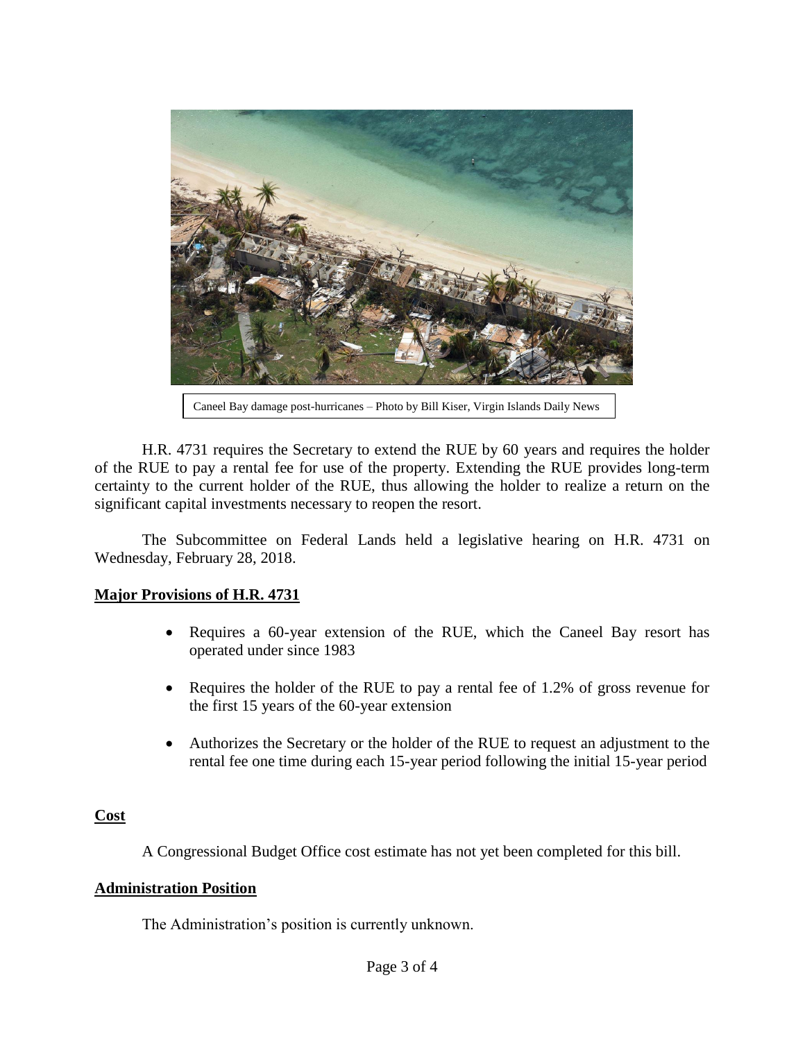Caneel Bay damage post-hurricanes – Photo by Bill Kiser, Virgin Islands Daily News

H.R. 4731 requires the Secretary to extend the RUE by 60 years and requires the holder of the RUE to pay a rental fee for use of the property. Extending the RUE provides long-term certainty to the current holder of the RUE, thus allowing the holder to realize a return on the significant capital investments necessary to reopen the resort.

The Subcommittee on Federal Lands held a legislative hearing on H.R. 4731 on Wednesday, February 28, 2018.

## Major Provisions of H.R. 4731

- Requires a 60-year extension of the RUE, which the Caneel Bay resort has operated under since 1983
- Requires the holder of the RUE to pay a rental fee of 1.2% of gross revenue for the first 15 years of the 60-year extension
- Authorizes the Secretary or the holder of the RUE to request an adjustment to the rental fee one time during each 15-year period following the initial 15-year period

## Cost

A Congressional Budget Office cost estimate has not yet been completed for this bill.

## Administration Position

The Administration's position is currently unknown.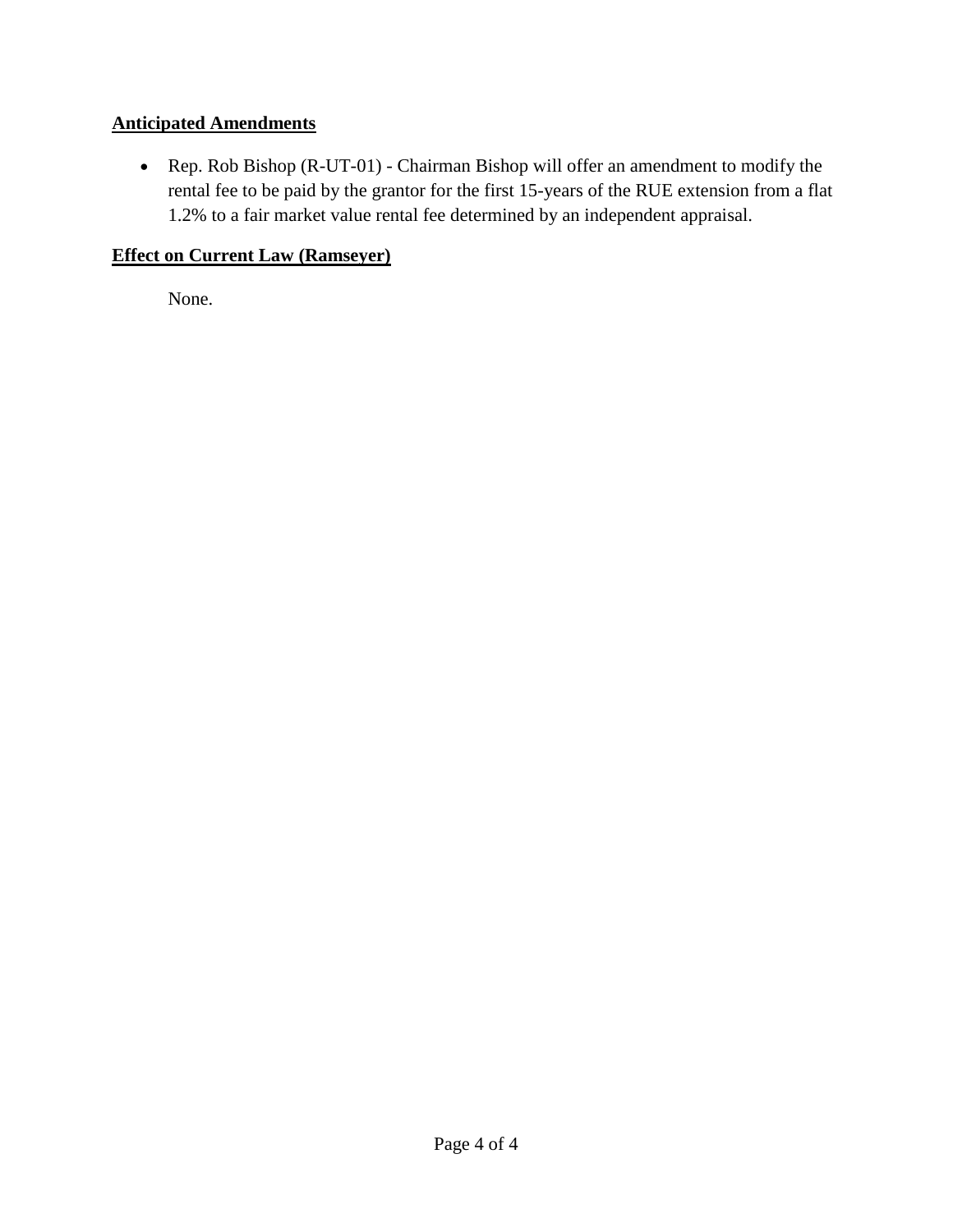**Anticipated Amendments**

- Rep. Rob Bishop (R-UT-01) - Chairman Bishop will offer an amendment to modify the rental fee to be paid by the grantor for the first 15-years of the RUE extension from a flat 1.2% to a fair market value rental fee determined by an independent appraisal.

**Effect on Current Law (Ramseyer)**

None.